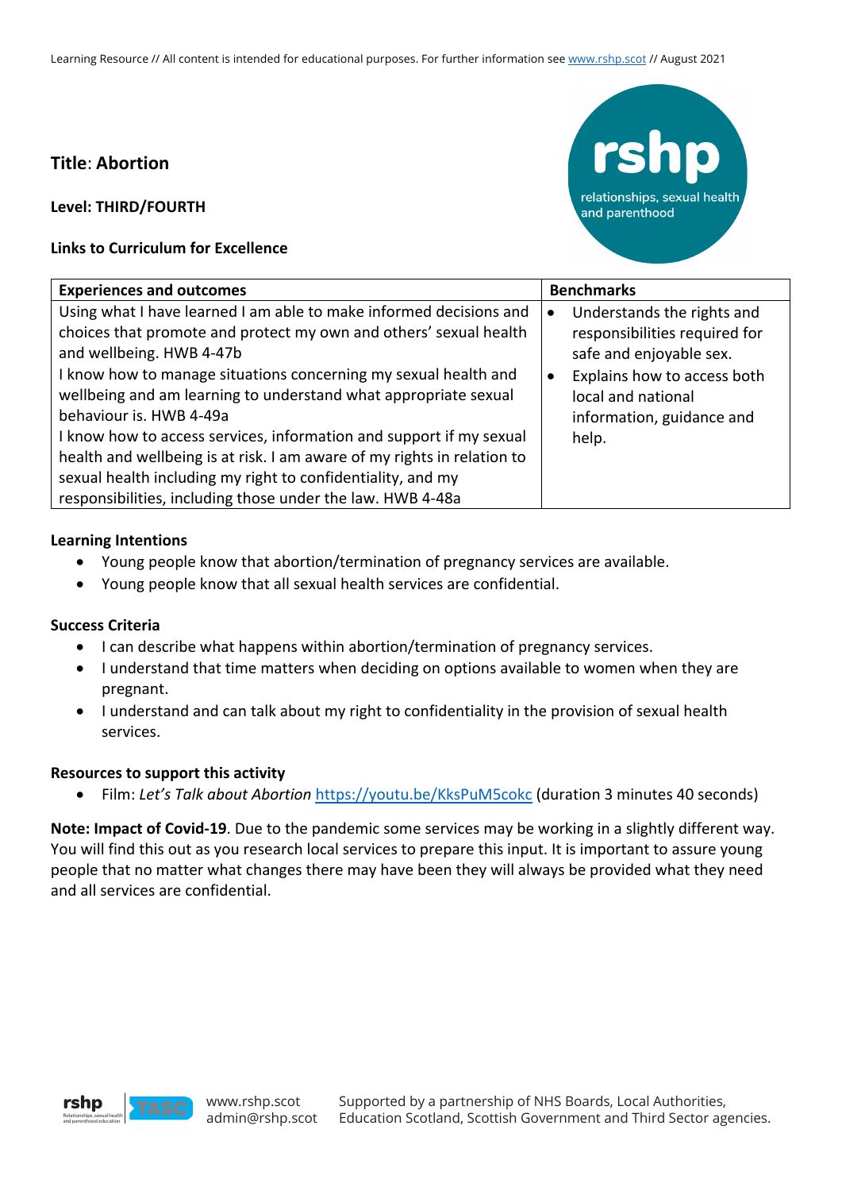Learning Resource // All content is intended for educational purposes. For further information see www.rshp.scot // August 2021

**Title**: **Abortion**

**Level: THIRD/FOURTH**

**Links to Curriculum for Excellence**

| Experiences and outcomes | Benchmarks |
|---|---|
| Using what I have learned I am able to make informed decisions and choices that promote and protect my own and others' sexual health and wellbeing. HWB 4-47b<br>I know how to manage situations concerning my sexual health and wellbeing and am learning to understand what appropriate sexual behaviour is. HWB 4-49a<br>I know how to access services, information and support if my sexual health and wellbeing is at risk. I am aware of my rights in relation to sexual health including my right to confidentiality, and my responsibilities, including those under the law. HWB 4-48a | • Understands the rights and responsibilities required for safe and enjoyable sex.<br>• Explains how to access both local and national information, guidance and help. |

**Learning Intentions**

- Young people know that abortion/termination of pregnancy services are available.
- Young people know that all sexual health services are confidential.

**Success Criteria**

- I can describe what happens within abortion/termination of pregnancy services.
- I understand that time matters when deciding on options available to women when they are pregnant.
- I understand and can talk about my right to confidentiality in the provision of sexual health services.

**Resources to support this activity**

- Film: *Let's Talk about Abortion* https://youtu.be/KksPuM5cokc (duration 3 minutes 40 seconds)

**Note: Impact of Covid-19**. Due to the pandemic some services may be working in a slightly different way. You will find this out as you research local services to prepare this input. It is important to assure young people that no matter what changes there may have been they will always be provided what they need and all services are confidential.

www.rshp.scot
admin@rshp.scot

Supported by a partnership of NHS Boards, Local Authorities, Education Scotland, Scottish Government and Third Sector agencies.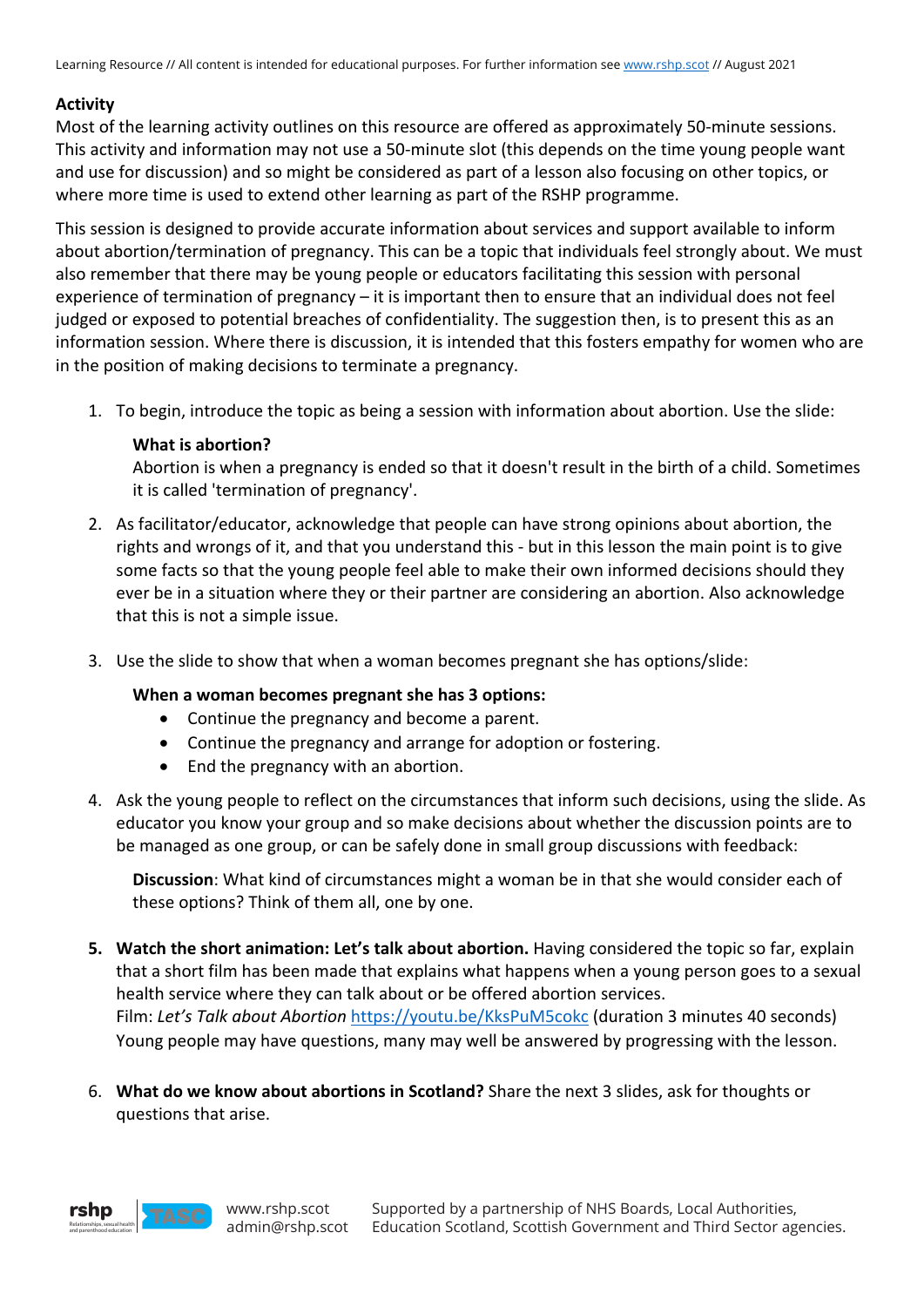**Activity**

Most of the learning activity outlines on this resource are offered as approximately 50-minute sessions. This activity and information may not use a 50-minute slot (this depends on the time young people want and use for discussion) and so might be considered as part of a lesson also focusing on other topics, or where more time is used to extend other learning as part of the RSHP programme.

This session is designed to provide accurate information about services and support available to inform about abortion/termination of pregnancy. This can be a topic that individuals feel strongly about. We must also remember that there may be young people or educators facilitating this session with personal experience of termination of pregnancy – it is important then to ensure that an individual does not feel judged or exposed to potential breaches of confidentiality. The suggestion then, is to present this as an information session. Where there is discussion, it is intended that this fosters empathy for women who are in the position of making decisions to terminate a pregnancy.

1. To begin, introduce the topic as being a session with information about abortion. Use the slide:

   **What is abortion?**
   Abortion is when a pregnancy is ended so that it doesn't result in the birth of a child. Sometimes it is called 'termination of pregnancy'.

2. As facilitator/educator, acknowledge that people can have strong opinions about abortion, the rights and wrongs of it, and that you understand this - but in this lesson the main point is to give some facts so that the young people feel able to make their own informed decisions should they ever be in a situation where they or their partner are considering an abortion. Also acknowledge that this is not a simple issue.

3. Use the slide to show that when a woman becomes pregnant she has options/slide:

   **When a woman becomes pregnant she has 3 options:**
   - Continue the pregnancy and become a parent.
   - Continue the pregnancy and arrange for adoption or fostering.
   - End the pregnancy with an abortion.

4. Ask the young people to reflect on the circumstances that inform such decisions, using the slide. As educator you know your group and so make decisions about whether the discussion points are to be managed as one group, or can be safely done in small group discussions with feedback:

   **Discussion**: What kind of circumstances might a woman be in that she would consider each of these options? Think of them all, one by one.

5. **Watch the short animation: Let's talk about abortion.** Having considered the topic so far, explain that a short film has been made that explains what happens when a young person goes to a sexual health service where they can talk about or be offered abortion services.
   Film: *Let's Talk about Abortion* https://youtu.be/KksPuM5cokc (duration 3 minutes 40 seconds)
   Young people may have questions, many may well be answered by progressing with the lesson.

6. **What do we know about abortions in Scotland?** Share the next 3 slides, ask for thoughts or questions that arise.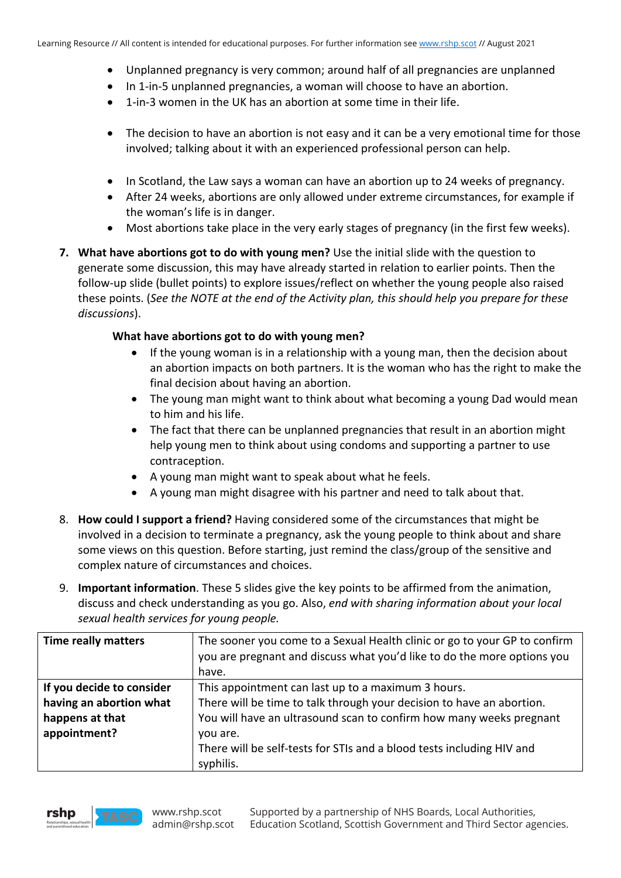- Unplanned pregnancy is very common; around half of all pregnancies are unplanned
- In 1-in-5 unplanned pregnancies, a woman will choose to have an abortion.
- 1-in-3 women in the UK has an abortion at some time in their life.

- The decision to have an abortion is not easy and it can be a very emotional time for those involved; talking about it with an experienced professional person can help.

- In Scotland, the Law says a woman can have an abortion up to 24 weeks of pregnancy.
- After 24 weeks, abortions are only allowed under extreme circumstances, for example if the woman's life is in danger.
- Most abortions take place in the very early stages of pregnancy (in the first few weeks).

7. **What have abortions got to do with young men?** Use the initial slide with the question to generate some discussion, this may have already started in relation to earlier points. Then the follow-up slide (bullet points) to explore issues/reflect on whether the young people also raised these points. (*See the NOTE at the end of the Activity plan, this should help you prepare for these discussions*).

   **What have abortions got to do with young men?**

   - If the young woman is in a relationship with a young man, then the decision about an abortion impacts on both partners. It is the woman who has the right to make the final decision about having an abortion.
   - The young man might want to think about what becoming a young Dad would mean to him and his life.
   - The fact that there can be unplanned pregnancies that result in an abortion might help young men to think about using condoms and supporting a partner to use contraception.
   - A young man might want to speak about what he feels.
   - A young man might disagree with his partner and need to talk about that.

8. **How could I support a friend?** Having considered some of the circumstances that might be involved in a decision to terminate a pregnancy, ask the young people to think about and share some views on this question. Before starting, just remind the class/group of the sensitive and complex nature of circumstances and choices.

9. **Important information**. These 5 slides give the key points to be affirmed from the animation, discuss and check understanding as you go. Also, *end with sharing information about your local sexual health services for young people.*

| | |
|---|---|
| **Time really matters** | The sooner you come to a Sexual Health clinic or go to your GP to confirm you are pregnant and discuss what you'd like to do the more options you have. |
| **If you decide to consider having an abortion what happens at that appointment?** | This appointment can last up to a maximum 3 hours.<br>There will be time to talk through your decision to have an abortion.<br>You will have an ultrasound scan to confirm how many weeks pregnant you are.<br>There will be self-tests for STIs and a blood tests including HIV and syphilis. |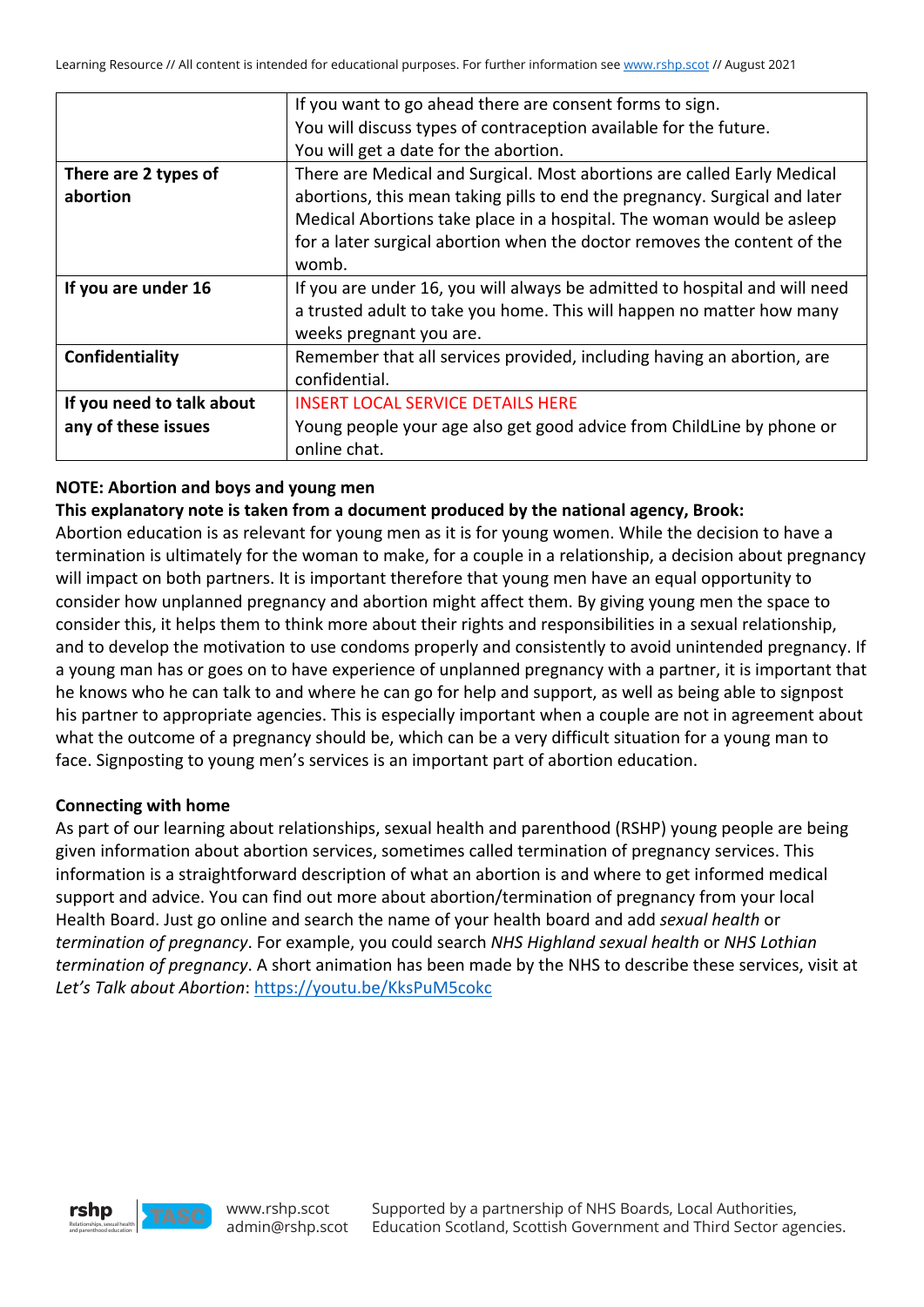| | |
|---|---|
| | If you want to go ahead there are consent forms to sign.<br>You will discuss types of contraception available for the future.<br>You will get a date for the abortion. |
| **There are 2 types of abortion** | There are Medical and Surgical. Most abortions are called Early Medical abortions, this mean taking pills to end the pregnancy. Surgical and later Medical Abortions take place in a hospital. The woman would be asleep for a later surgical abortion when the doctor removes the content of the womb. |
| **If you are under 16** | If you are under 16, you will always be admitted to hospital and will need a trusted adult to take you home. This will happen no matter how many weeks pregnant you are. |
| **Confidentiality** | Remember that all services provided, including having an abortion, are confidential. |
| **If you need to talk about any of these issues** | INSERT LOCAL SERVICE DETAILS HERE<br>Young people your age also get good advice from ChildLine by phone or online chat. |

**NOTE: Abortion and boys and young men**

**This explanatory note is taken from a document produced by the national agency, Brook:**

Abortion education is as relevant for young men as it is for young women. While the decision to have a termination is ultimately for the woman to make, for a couple in a relationship, a decision about pregnancy will impact on both partners. It is important therefore that young men have an equal opportunity to consider how unplanned pregnancy and abortion might affect them. By giving young men the space to consider this, it helps them to think more about their rights and responsibilities in a sexual relationship, and to develop the motivation to use condoms properly and consistently to avoid unintended pregnancy. If a young man has or goes on to have experience of unplanned pregnancy with a partner, it is important that he knows who he can talk to and where he can go for help and support, as well as being able to signpost his partner to appropriate agencies. This is especially important when a couple are not in agreement about what the outcome of a pregnancy should be, which can be a very difficult situation for a young man to face. Signposting to young men's services is an important part of abortion education.

**Connecting with home**

As part of our learning about relationships, sexual health and parenthood (RSHP) young people are being given information about abortion services, sometimes called termination of pregnancy services. This information is a straightforward description of what an abortion is and where to get informed medical support and advice. You can find out more about abortion/termination of pregnancy from your local Health Board. Just go online and search the name of your health board and add *sexual health* or *termination of pregnancy*. For example, you could search *NHS Highland sexual health* or *NHS Lothian termination of pregnancy*. A short animation has been made by the NHS to describe these services, visit at *Let's Talk about Abortion*: https://youtu.be/KksPuM5cokc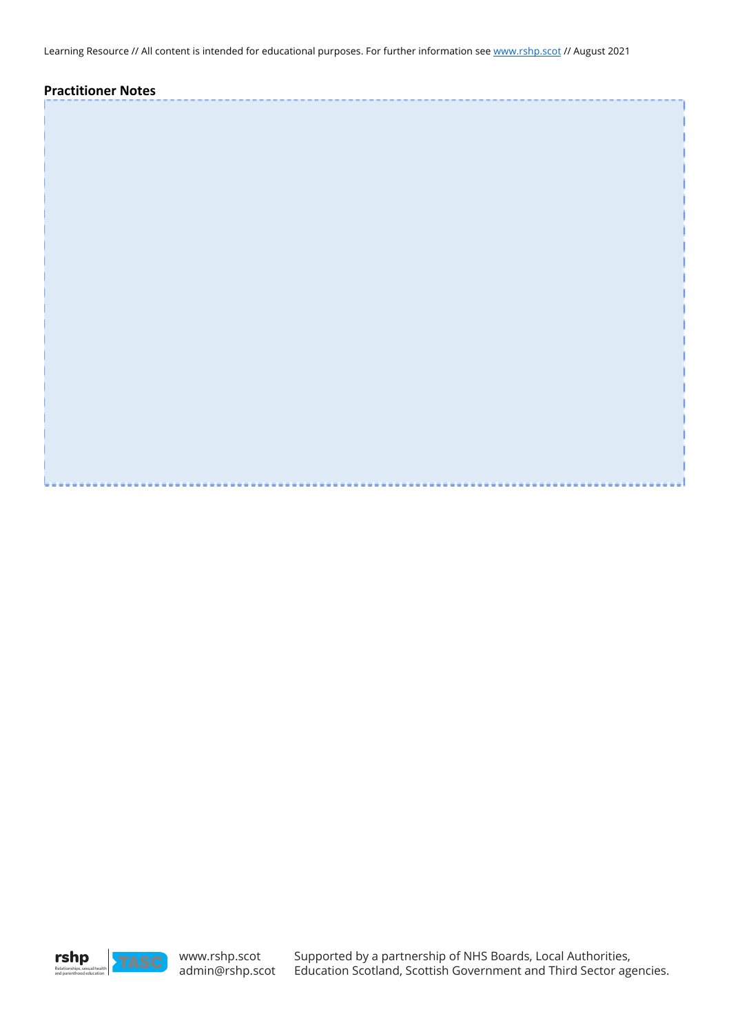## Practitioner Notes